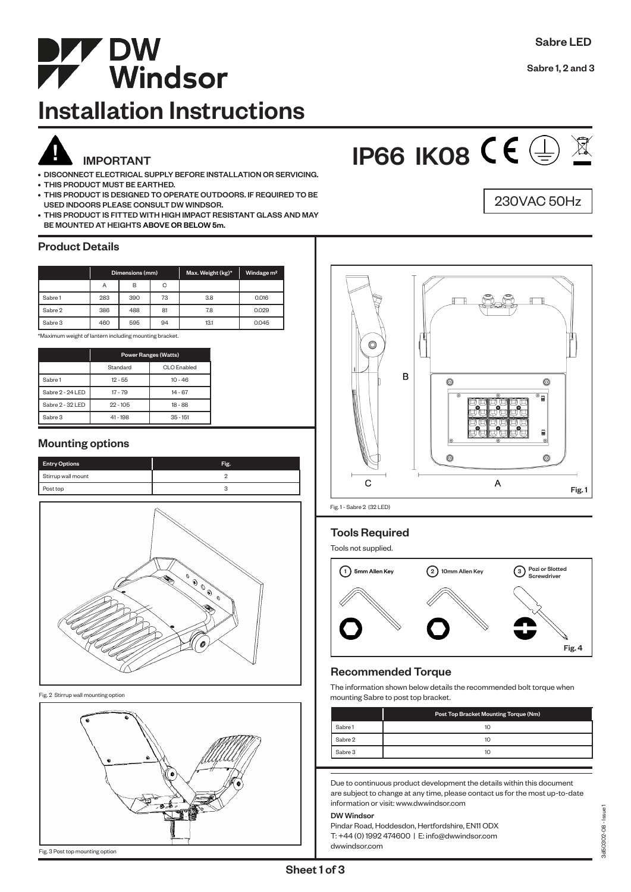# DW Windsor

# Installation Instructions

**Sabre LED**

**Sabre 1, 2 and 3**

## IMPORTANT

- DISCONNECT ELECTRICAL SUPPLY BEFORE INSTALLATION OR SERVICING.
- THIS PRODUCT MUST BE EARTHED.
- THIS PRODUCT IS DESIGNED TO OPERATE OUTDOORS. IF REQUIRED TO BE USED INDOORS PLEASE CONSULT DW WINDSOR.
- THIS PRODUCT IS FITTED WITH HIGH IMPACT RESISTANT GLASS AND MAY BE MOUNTED AT HEIGHTS ABOVE OR BELOW 5m.

**IP66 IK08**

230VAC 50Hz

## Product Details

| | Dimensions (mm) | | | Max. Weight (kg)* | Windage m² |
|---|---|---|---|---|---|
| | A | B | C | | |
| Sabre 1 | 283 | 390 | 73 | 3.8 | 0.016 |
| Sabre 2 | 386 | 488 | 81 | 7.8 | 0.029 |
| Sabre 3 | 460 | 595 | 94 | 13.1 | 0.045 |

*Maximum weight of lantern including mounting bracket.

| | Power Ranges (Watts) | |
|---|---|---|
| | Standard | CLO Enabled |
| Sabre 1 | 12 - 55 | 10 - 46 |
| Sabre 2 - 24 LED | 17 - 79 | 14 - 67 |
| Sabre 2 - 32 LED | 22 - 105 | 18 - 88 |
| Sabre 3 | 41 - 198 | 35 - 151 |

## Mounting options

| Entry Options | Fig. |
|---|---|
| Stirrup wall mount | 2 |
| Post top | 3 |

Fig. 2 Stirrup wall mounting option

Fig. 3 Post top mounting option

Fig. 1

Fig. 1 - Sabre 2 (32 LED)

## Tools Required

Tools not supplied.

1. 5mm Allen Key
2. 10mm Allen Key
3. Pozi or Slotted Screwdriver

Fig. 4

## Recommended Torque

The information shown below details the recommended bolt torque when mounting Sabre to post top bracket.

| | Post Top Bracket Mounting Torque (Nm) |
|---|---|
| Sabre 1 | 10 |
| Sabre 2 | 10 |
| Sabre 3 | 10 |

Due to continuous product development the details within this document are subject to change at any time, please contact us for the most up-to-date information or visit: www.dwwindsor.com

**DW Windsor**

Pindar Road, Hoddesdon, Hertfordshire, EN11 0DX
T: +44 (0) 1992 474600 | E: info@dwwindsor.com
dwwindsor.com

3d50302-08 - Issue 1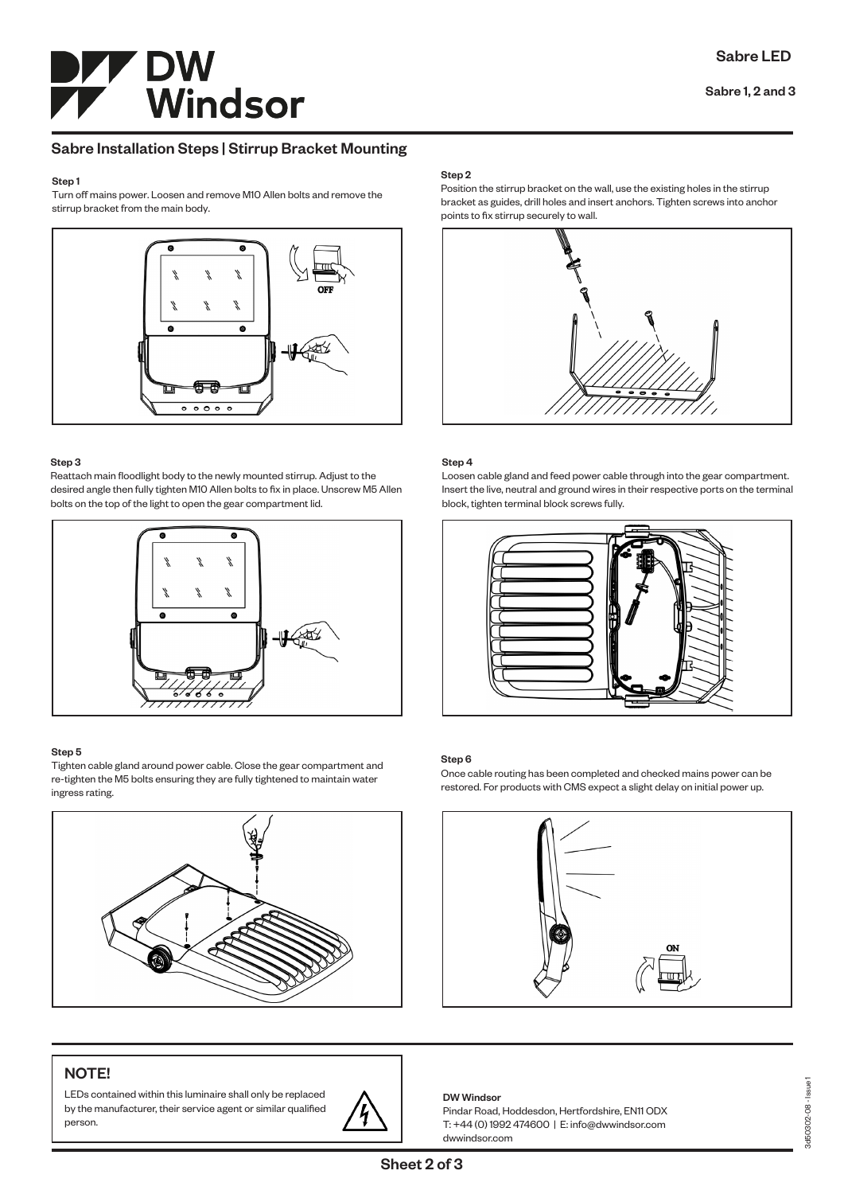# Sabre LED

Sabre 1, 2 and 3

## Sabre Installation Steps | Stirrup Bracket Mounting

**Step 1**

Turn off mains power. Loosen and remove M10 Allen bolts and remove the stirrup bracket from the main body.

**Step 2**

Position the stirrup bracket on the wall, use the existing holes in the stirrup bracket as guides, drill holes and insert anchors. Tighten screws into anchor points to fix stirrup securely to wall.

**Step 3**

Reattach main floodlight body to the newly mounted stirrup. Adjust to the desired angle then fully tighten M10 Allen bolts to fix in place. Unscrew M5 Allen bolts on the top of the light to open the gear compartment lid.

**Step 4**

Loosen cable gland and feed power cable through into the gear compartment. Insert the live, neutral and ground wires in their respective ports on the terminal block, tighten terminal block screws fully.

**Step 5**

Tighten cable gland around power cable. Close the gear compartment and re-tighten the M5 bolts ensuring they are fully tightened to maintain water ingress rating.

**Step 6**

Once cable routing has been completed and checked mains power can be restored. For products with CMS expect a slight delay on initial power up.

## NOTE!

LEDs contained within this luminaire shall only be replaced by the manufacturer, their service agent or similar qualified person.

**DW Windsor**

Pindar Road, Hoddesdon, Hertfordshire, EN11 0DX

T: +44 (0) 1992 474600 | E: info@dwwindsor.com

dwwindsor.com

3d50302-08 - Issue 1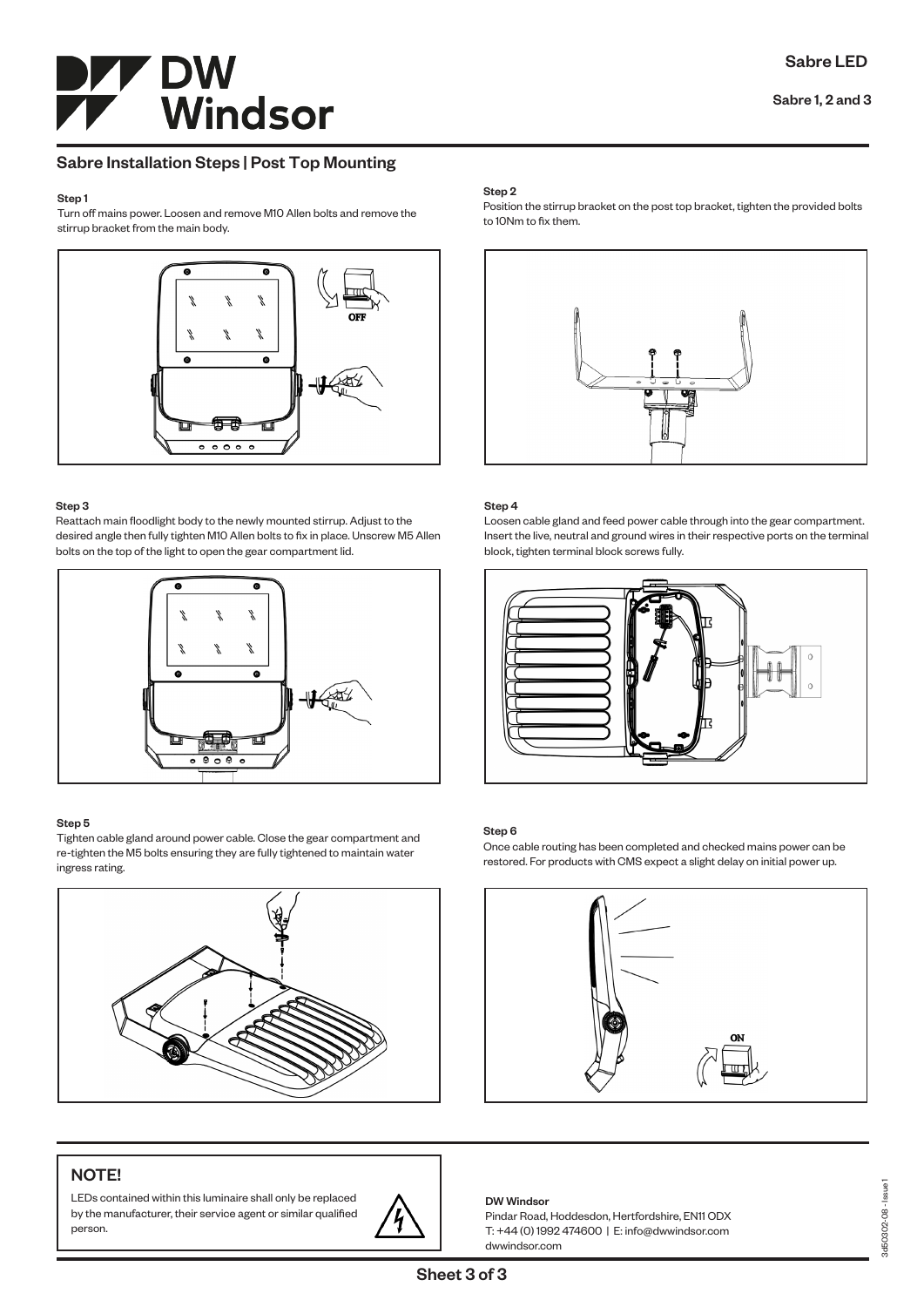# DW Windsor

**Sabre LED**

**Sabre 1, 2 and 3**

## Sabre Installation Steps | Post Top Mounting

### Step 1

Turn off mains power. Loosen and remove M10 Allen bolts and remove the stirrup bracket from the main body.

OFF

### Step 2

Position the stirrup bracket on the post top bracket, tighten the provided bolts to 10Nm to fix them.

### Step 3

Reattach main floodlight body to the newly mounted stirrup. Adjust to the desired angle then fully tighten M10 Allen bolts to fix in place. Unscrew M5 Allen bolts on the top of the light to open the gear compartment lid.

### Step 4

Loosen cable gland and feed power cable through into the gear compartment. Insert the live, neutral and ground wires in their respective ports on the terminal block, tighten terminal block screws fully.

### Step 5

Tighten cable gland around power cable. Close the gear compartment and re-tighten the M5 bolts ensuring they are fully tightened to maintain water ingress rating.

### Step 6

Once cable routing has been completed and checked mains power can be restored. For products with CMS expect a slight delay on initial power up.

ON

## NOTE!

LEDs contained within this luminaire shall only be replaced by the manufacturer, their service agent or similar qualified person.

**DW Windsor**
Pindar Road, Hoddesdon, Hertfordshire, EN11 0DX
T: +44 (0) 1992 474600 | E: info@dwwindsor.com
dwwindsor.com

3d50302-08 - Issue 1